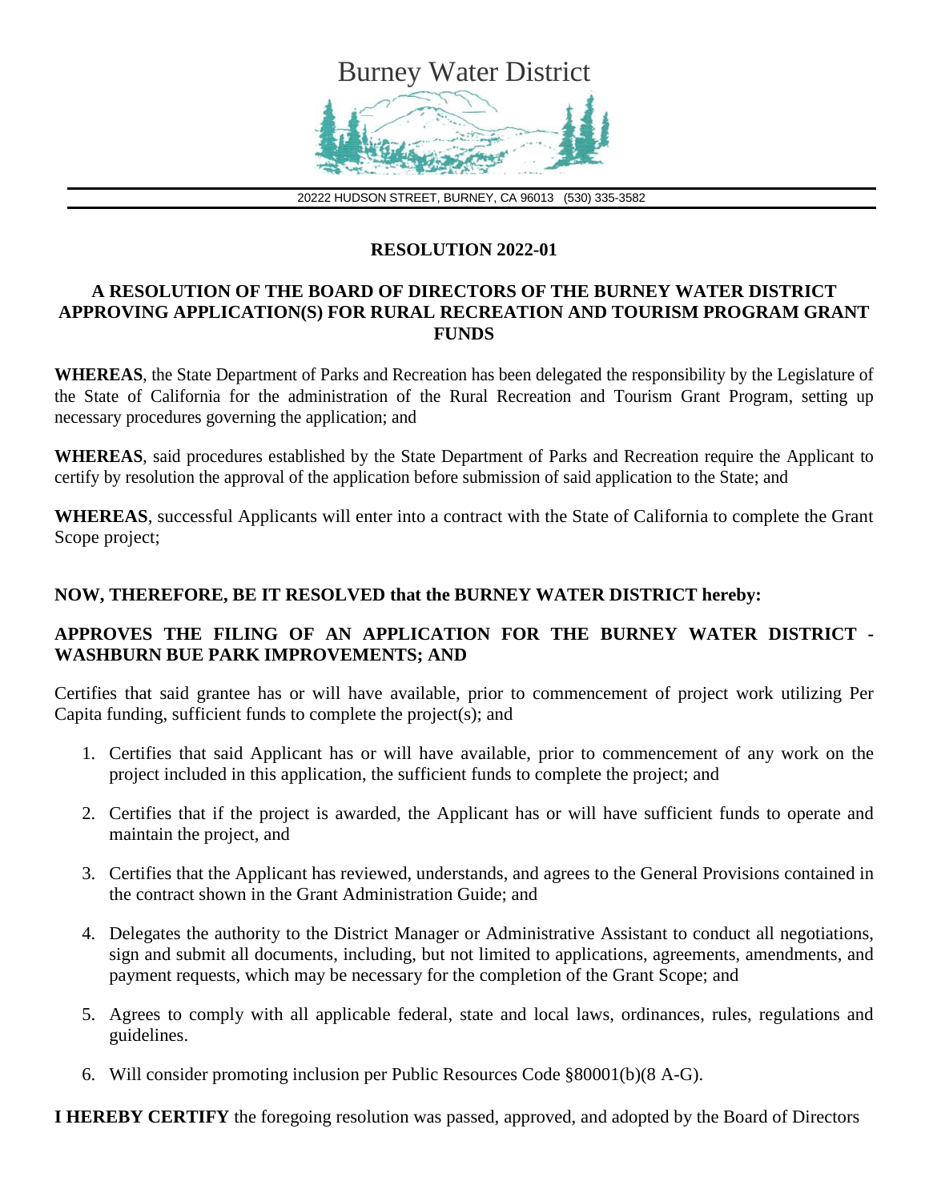# Burney Water District

20222 HUDSON STREET, BURNEY, CA 96013 (530) 335-3582

## RESOLUTION 2022-01

### A RESOLUTION OF THE BOARD OF DIRECTORS OF THE BURNEY WATER DISTRICT APPROVING APPLICATION(S) FOR RURAL RECREATION AND TOURISM PROGRAM GRANT FUNDS

**WHEREAS**, the State Department of Parks and Recreation has been delegated the responsibility by the Legislature of the State of California for the administration of the Rural Recreation and Tourism Grant Program, setting up necessary procedures governing the application; and

**WHEREAS**, said procedures established by the State Department of Parks and Recreation require the Applicant to certify by resolution the approval of the application before submission of said application to the State; and

**WHEREAS**, successful Applicants will enter into a contract with the State of California to complete the Grant Scope project;

**NOW, THEREFORE, BE IT RESOLVED that the BURNEY WATER DISTRICT hereby:**

**APPROVES THE FILING OF AN APPLICATION FOR THE BURNEY WATER DISTRICT - WASHBURN BUE PARK IMPROVEMENTS; AND**

Certifies that said grantee has or will have available, prior to commencement of project work utilizing Per Capita funding, sufficient funds to complete the project(s); and

1. Certifies that said Applicant has or will have available, prior to commencement of any work on the project included in this application, the sufficient funds to complete the project; and
2. Certifies that if the project is awarded, the Applicant has or will have sufficient funds to operate and maintain the project, and
3. Certifies that the Applicant has reviewed, understands, and agrees to the General Provisions contained in the contract shown in the Grant Administration Guide; and
4. Delegates the authority to the District Manager or Administrative Assistant to conduct all negotiations, sign and submit all documents, including, but not limited to applications, agreements, amendments, and payment requests, which may be necessary for the completion of the Grant Scope; and
5. Agrees to comply with all applicable federal, state and local laws, ordinances, rules, regulations and guidelines.
6. Will consider promoting inclusion per Public Resources Code §80001(b)(8 A-G).

**I HEREBY CERTIFY** the foregoing resolution was passed, approved, and adopted by the Board of Directors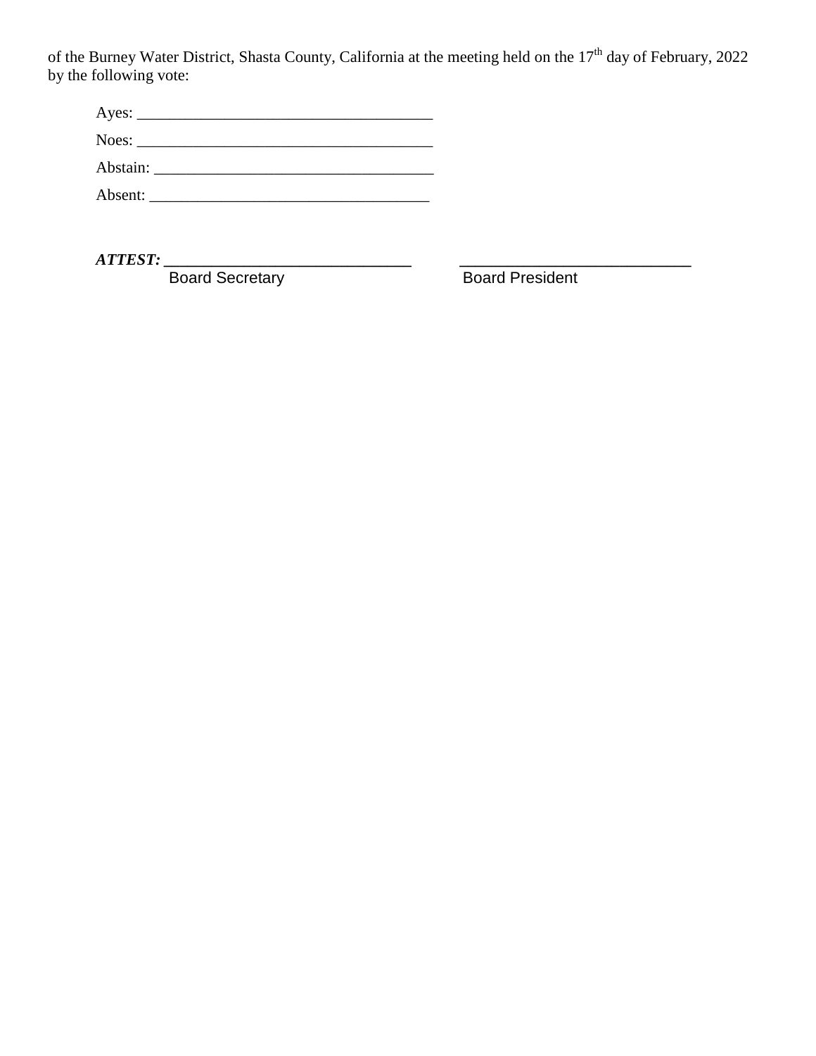of the Burney Water District, Shasta County, California at the meeting held on the 17th day of February, 2022 by the following vote:

Ayes: ______________________________________

Noes: ______________________________________

Abstain: ____________________________________

Absent: ____________________________________

***ATTEST:*** ______________________________ ______________________________

Board Secretary Board President